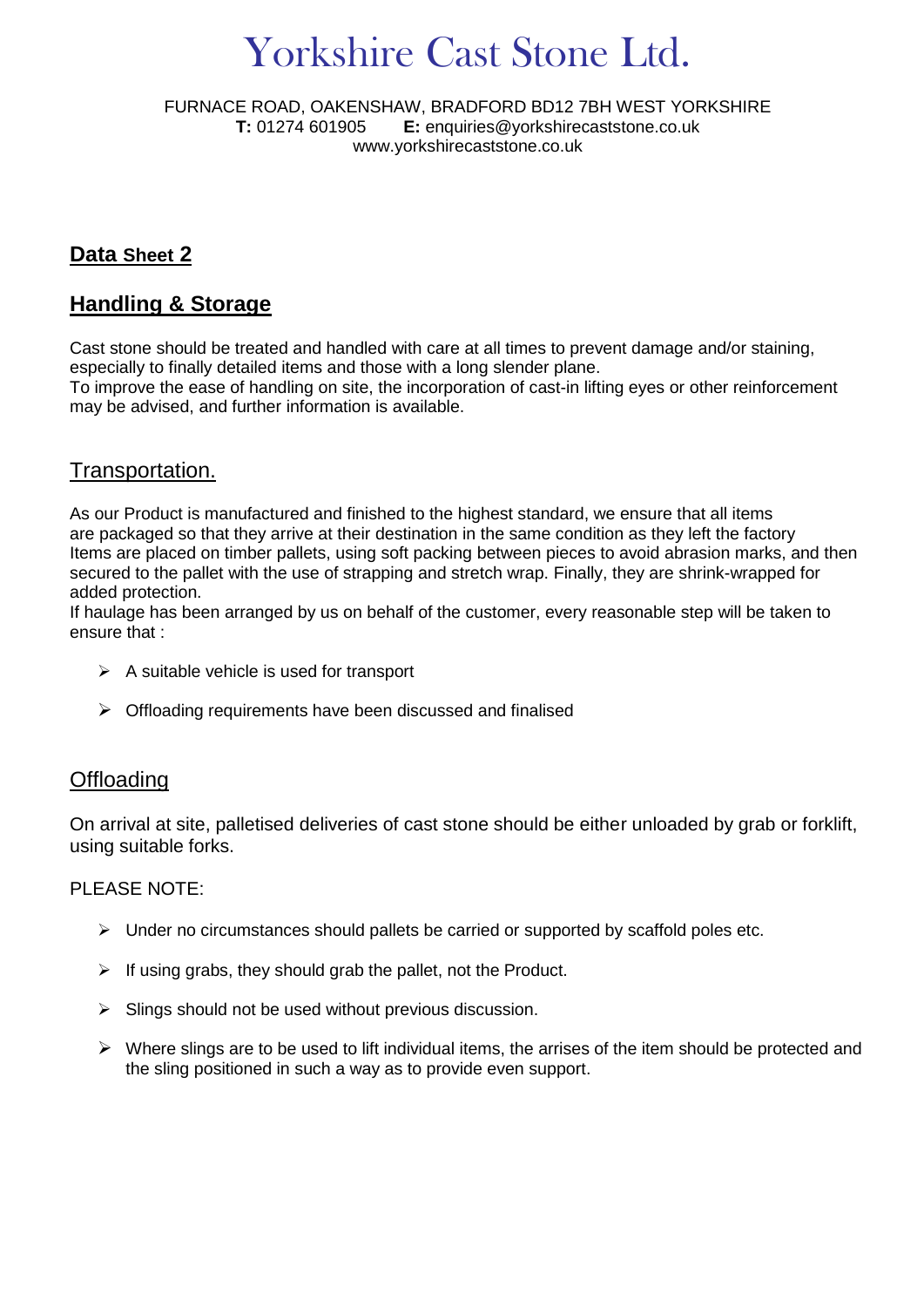# Yorkshire Cast Stone Ltd.

FURNACE ROAD, OAKENSHAW, BRADFORD BD12 7BH WEST YORKSHIRE
**T:** 01274 601905 **E:** enquiries@yorkshirecaststone.co.uk
www.yorkshirecaststone.co.uk

## Data Sheet 2

## Handling & Storage

Cast stone should be treated and handled with care at all times to prevent damage and/or staining, especially to finally detailed items and those with a long slender plane.
To improve the ease of handling on site, the incorporation of cast-in lifting eyes or other reinforcement may be advised, and further information is available.

### Transportation.

As our Product is manufactured and finished to the highest standard, we ensure that all items are packaged so that they arrive at their destination in the same condition as they left the factory
Items are placed on timber pallets, using soft packing between pieces to avoid abrasion marks, and then secured to the pallet with the use of strapping and stretch wrap. Finally, they are shrink-wrapped for added protection.
If haulage has been arranged by us on behalf of the customer, every reasonable step will be taken to ensure that :

- A suitable vehicle is used for transport
- Offloading requirements have been discussed and finalised

### Offloading

On arrival at site, palletised deliveries of cast stone should be either unloaded by grab or forklift, using suitable forks.

PLEASE NOTE:

- Under no circumstances should pallets be carried or supported by scaffold poles etc.
- If using grabs, they should grab the pallet, not the Product.
- Slings should not be used without previous discussion.
- Where slings are to be used to lift individual items, the arrises of the item should be protected and the sling positioned in such a way as to provide even support.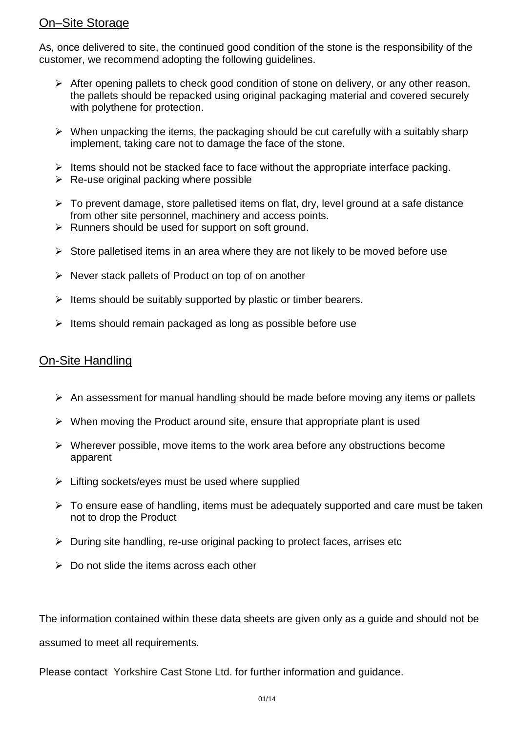## On–Site Storage

As, once delivered to site, the continued good condition of the stone is the responsibility of the customer, we recommend adopting the following guidelines.

- After opening pallets to check good condition of stone on delivery, or any other reason, the pallets should be repacked using original packaging material and covered securely with polythene for protection.
- When unpacking the items, the packaging should be cut carefully with a suitably sharp implement, taking care not to damage the face of the stone.
- Items should not be stacked face to face without the appropriate interface packing.
- Re-use original packing where possible
- To prevent damage, store palletised items on flat, dry, level ground at a safe distance from other site personnel, machinery and access points.
- Runners should be used for support on soft ground.
- Store palletised items in an area where they are not likely to be moved before use
- Never stack pallets of Product on top of on another
- Items should be suitably supported by plastic or timber bearers.
- Items should remain packaged as long as possible before use

## On-Site Handling

- An assessment for manual handling should be made before moving any items or pallets
- When moving the Product around site, ensure that appropriate plant is used
- Wherever possible, move items to the work area before any obstructions become apparent
- Lifting sockets/eyes must be used where supplied
- To ensure ease of handling, items must be adequately supported and care must be taken not to drop the Product
- During site handling, re-use original packing to protect faces, arrises etc
- Do not slide the items across each other

The information contained within these data sheets are given only as a guide and should not be assumed to meet all requirements.

Please contact Yorkshire Cast Stone Ltd. for further information and guidance.

01/14